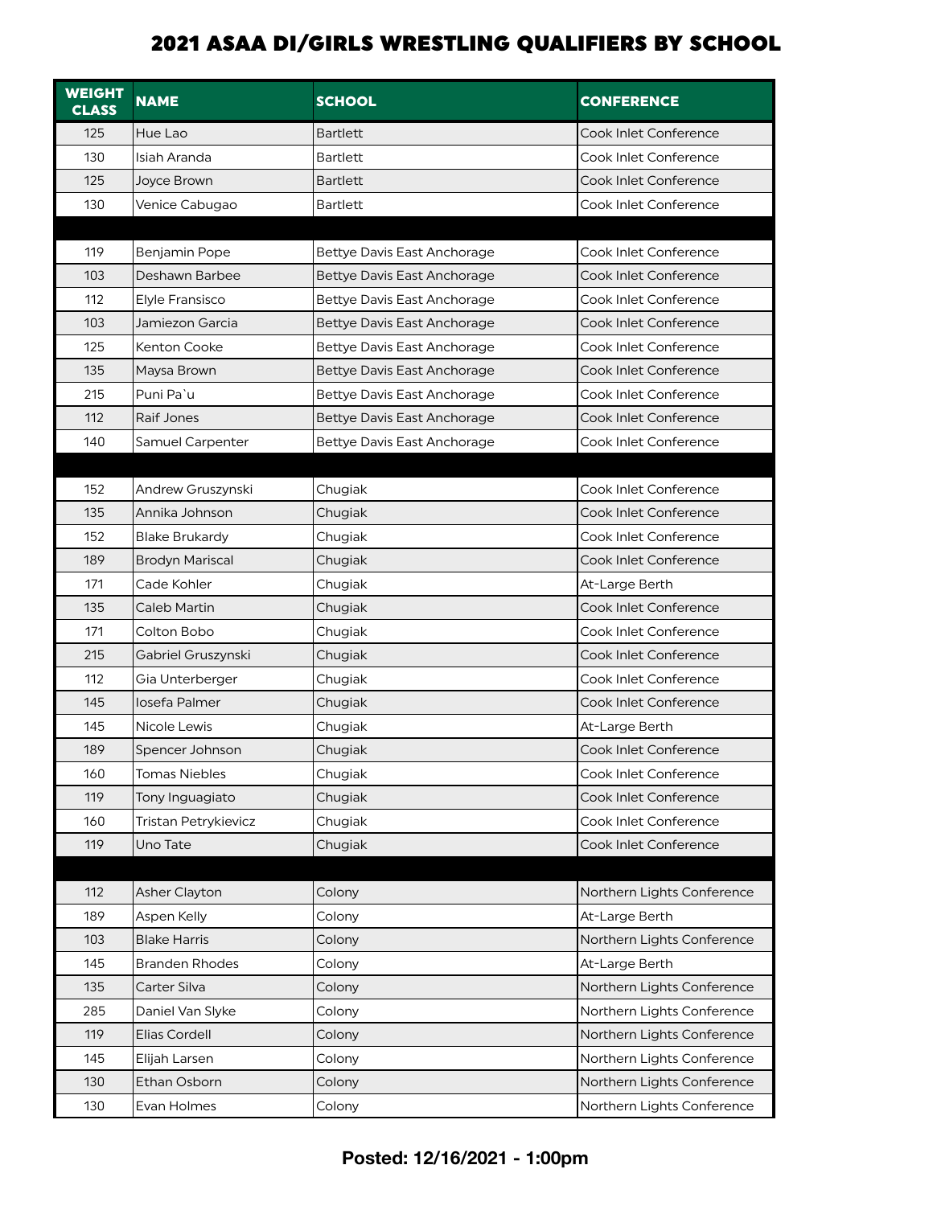# 2021 ASAA DI/GIRLS WRESTLING QUALIFIERS BY SCHOOL

| WEIGHT CLASS | NAME | SCHOOL | CONFERENCE |
|---|---|---|---|
| 125 | Hue Lao | Bartlett | Cook Inlet Conference |
| 130 | Isiah Aranda | Bartlett | Cook Inlet Conference |
| 125 | Joyce Brown | Bartlett | Cook Inlet Conference |
| 130 | Venice Cabugao | Bartlett | Cook Inlet Conference |
| | | | |
| 119 | Benjamin Pope | Bettye Davis East Anchorage | Cook Inlet Conference |
| 103 | Deshawn Barbee | Bettye Davis East Anchorage | Cook Inlet Conference |
| 112 | Elyle Fransisco | Bettye Davis East Anchorage | Cook Inlet Conference |
| 103 | Jamiezon Garcia | Bettye Davis East Anchorage | Cook Inlet Conference |
| 125 | Kenton Cooke | Bettye Davis East Anchorage | Cook Inlet Conference |
| 135 | Maysa Brown | Bettye Davis East Anchorage | Cook Inlet Conference |
| 215 | Puni Pa`u | Bettye Davis East Anchorage | Cook Inlet Conference |
| 112 | Raif Jones | Bettye Davis East Anchorage | Cook Inlet Conference |
| 140 | Samuel Carpenter | Bettye Davis East Anchorage | Cook Inlet Conference |
| | | | |
| 152 | Andrew Gruszynski | Chugiak | Cook Inlet Conference |
| 135 | Annika Johnson | Chugiak | Cook Inlet Conference |
| 152 | Blake Brukardy | Chugiak | Cook Inlet Conference |
| 189 | Brodyn Mariscal | Chugiak | Cook Inlet Conference |
| 171 | Cade Kohler | Chugiak | At-Large Berth |
| 135 | Caleb Martin | Chugiak | Cook Inlet Conference |
| 171 | Colton Bobo | Chugiak | Cook Inlet Conference |
| 215 | Gabriel Gruszynski | Chugiak | Cook Inlet Conference |
| 112 | Gia Unterberger | Chugiak | Cook Inlet Conference |
| 145 | Iosefa Palmer | Chugiak | Cook Inlet Conference |
| 145 | Nicole Lewis | Chugiak | At-Large Berth |
| 189 | Spencer Johnson | Chugiak | Cook Inlet Conference |
| 160 | Tomas Niebles | Chugiak | Cook Inlet Conference |
| 119 | Tony Inguagiato | Chugiak | Cook Inlet Conference |
| 160 | Tristan Petrykievicz | Chugiak | Cook Inlet Conference |
| 119 | Uno Tate | Chugiak | Cook Inlet Conference |
| | | | |
| 112 | Asher Clayton | Colony | Northern Lights Conference |
| 189 | Aspen Kelly | Colony | At-Large Berth |
| 103 | Blake Harris | Colony | Northern Lights Conference |
| 145 | Branden Rhodes | Colony | At-Large Berth |
| 135 | Carter Silva | Colony | Northern Lights Conference |
| 285 | Daniel Van Slyke | Colony | Northern Lights Conference |
| 119 | Elias Cordell | Colony | Northern Lights Conference |
| 145 | Elijah Larsen | Colony | Northern Lights Conference |
| 130 | Ethan Osborn | Colony | Northern Lights Conference |
| 130 | Evan Holmes | Colony | Northern Lights Conference |

**Posted: 12/16/2021 - 1:00pm**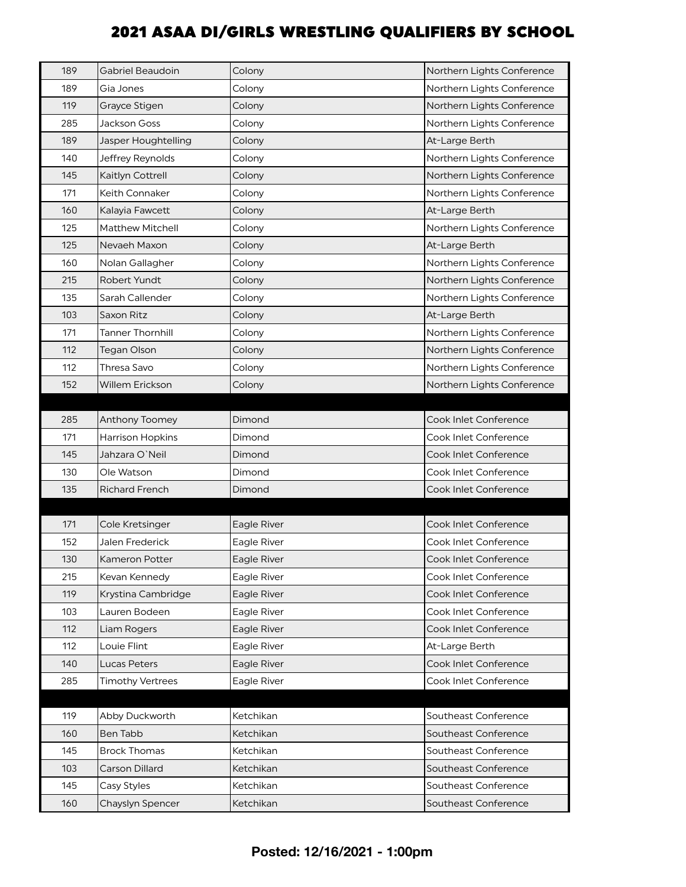# 2021 ASAA DI/GIRLS WRESTLING QUALIFIERS BY SCHOOL

| | | | |
|---|---|---|---|
| 189 | Gabriel Beaudoin | Colony | Northern Lights Conference |
| 189 | Gia Jones | Colony | Northern Lights Conference |
| 119 | Grayce Stigen | Colony | Northern Lights Conference |
| 285 | Jackson Goss | Colony | Northern Lights Conference |
| 189 | Jasper Houghtelling | Colony | At-Large Berth |
| 140 | Jeffrey Reynolds | Colony | Northern Lights Conference |
| 145 | Kaitlyn Cottrell | Colony | Northern Lights Conference |
| 171 | Keith Connaker | Colony | Northern Lights Conference |
| 160 | Kalayia Fawcett | Colony | At-Large Berth |
| 125 | Matthew Mitchell | Colony | Northern Lights Conference |
| 125 | Nevaeh Maxon | Colony | At-Large Berth |
| 160 | Nolan Gallagher | Colony | Northern Lights Conference |
| 215 | Robert Yundt | Colony | Northern Lights Conference |
| 135 | Sarah Callender | Colony | Northern Lights Conference |
| 103 | Saxon Ritz | Colony | At-Large Berth |
| 171 | Tanner Thornhill | Colony | Northern Lights Conference |
| 112 | Tegan Olson | Colony | Northern Lights Conference |
| 112 | Thresa Savo | Colony | Northern Lights Conference |
| 152 | Willem Erickson | Colony | Northern Lights Conference |
| | | | |
| 285 | Anthony Toomey | Dimond | Cook Inlet Conference |
| 171 | Harrison Hopkins | Dimond | Cook Inlet Conference |
| 145 | Jahzara O`Neil | Dimond | Cook Inlet Conference |
| 130 | Ole Watson | Dimond | Cook Inlet Conference |
| 135 | Richard French | Dimond | Cook Inlet Conference |
| | | | |
| 171 | Cole Kretsinger | Eagle River | Cook Inlet Conference |
| 152 | Jalen Frederick | Eagle River | Cook Inlet Conference |
| 130 | Kameron Potter | Eagle River | Cook Inlet Conference |
| 215 | Kevan Kennedy | Eagle River | Cook Inlet Conference |
| 119 | Krystina Cambridge | Eagle River | Cook Inlet Conference |
| 103 | Lauren Bodeen | Eagle River | Cook Inlet Conference |
| 112 | Liam Rogers | Eagle River | Cook Inlet Conference |
| 112 | Louie Flint | Eagle River | At-Large Berth |
| 140 | Lucas Peters | Eagle River | Cook Inlet Conference |
| 285 | Timothy Vertrees | Eagle River | Cook Inlet Conference |
| | | | |
| 119 | Abby Duckworth | Ketchikan | Southeast Conference |
| 160 | Ben Tabb | Ketchikan | Southeast Conference |
| 145 | Brock Thomas | Ketchikan | Southeast Conference |
| 103 | Carson Dillard | Ketchikan | Southeast Conference |
| 145 | Casy Styles | Ketchikan | Southeast Conference |
| 160 | Chayslyn Spencer | Ketchikan | Southeast Conference |

**Posted: 12/16/2021 - 1:00pm**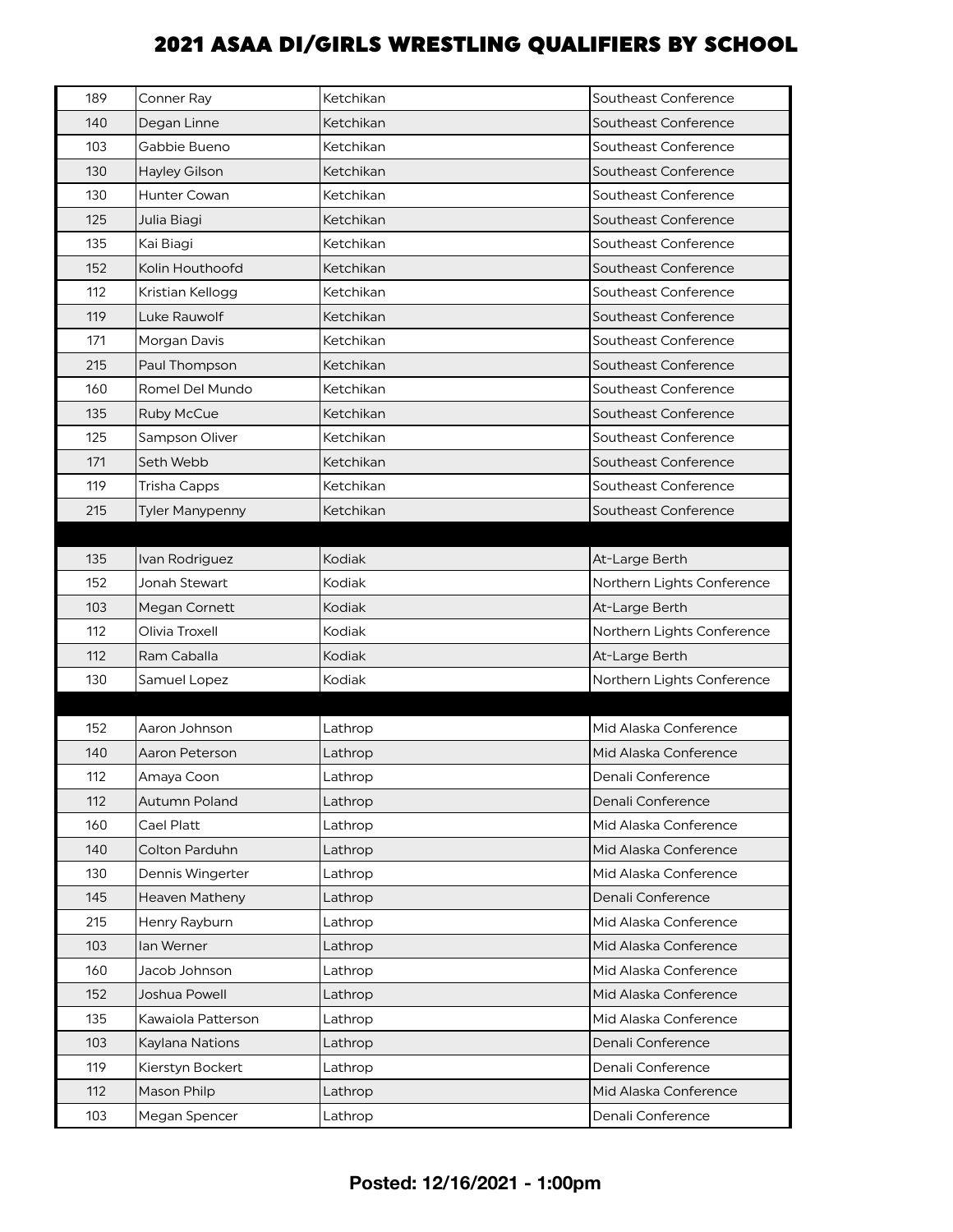# 2021 ASAA DI/GIRLS WRESTLING QUALIFIERS BY SCHOOL

| | | | |
|---|---|---|---|
| 189 | Conner Ray | Ketchikan | Southeast Conference |
| 140 | Degan Linne | Ketchikan | Southeast Conference |
| 103 | Gabbie Bueno | Ketchikan | Southeast Conference |
| 130 | Hayley Gilson | Ketchikan | Southeast Conference |
| 130 | Hunter Cowan | Ketchikan | Southeast Conference |
| 125 | Julia Biagi | Ketchikan | Southeast Conference |
| 135 | Kai Biagi | Ketchikan | Southeast Conference |
| 152 | Kolin Houthoofd | Ketchikan | Southeast Conference |
| 112 | Kristian Kellogg | Ketchikan | Southeast Conference |
| 119 | Luke Rauwolf | Ketchikan | Southeast Conference |
| 171 | Morgan Davis | Ketchikan | Southeast Conference |
| 215 | Paul Thompson | Ketchikan | Southeast Conference |
| 160 | Romel Del Mundo | Ketchikan | Southeast Conference |
| 135 | Ruby McCue | Ketchikan | Southeast Conference |
| 125 | Sampson Oliver | Ketchikan | Southeast Conference |
| 171 | Seth Webb | Ketchikan | Southeast Conference |
| 119 | Trisha Capps | Ketchikan | Southeast Conference |
| 215 | Tyler Manypenny | Ketchikan | Southeast Conference |
| | | | |
| 135 | Ivan Rodriguez | Kodiak | At-Large Berth |
| 152 | Jonah Stewart | Kodiak | Northern Lights Conference |
| 103 | Megan Cornett | Kodiak | At-Large Berth |
| 112 | Olivia Troxell | Kodiak | Northern Lights Conference |
| 112 | Ram Caballa | Kodiak | At-Large Berth |
| 130 | Samuel Lopez | Kodiak | Northern Lights Conference |
| | | | |
| 152 | Aaron Johnson | Lathrop | Mid Alaska Conference |
| 140 | Aaron Peterson | Lathrop | Mid Alaska Conference |
| 112 | Amaya Coon | Lathrop | Denali Conference |
| 112 | Autumn Poland | Lathrop | Denali Conference |
| 160 | Cael Platt | Lathrop | Mid Alaska Conference |
| 140 | Colton Parduhn | Lathrop | Mid Alaska Conference |
| 130 | Dennis Wingerter | Lathrop | Mid Alaska Conference |
| 145 | Heaven Matheny | Lathrop | Denali Conference |
| 215 | Henry Rayburn | Lathrop | Mid Alaska Conference |
| 103 | Ian Werner | Lathrop | Mid Alaska Conference |
| 160 | Jacob Johnson | Lathrop | Mid Alaska Conference |
| 152 | Joshua Powell | Lathrop | Mid Alaska Conference |
| 135 | Kawaiola Patterson | Lathrop | Mid Alaska Conference |
| 103 | Kaylana Nations | Lathrop | Denali Conference |
| 119 | Kierstyn Bockert | Lathrop | Denali Conference |
| 112 | Mason Philp | Lathrop | Mid Alaska Conference |
| 103 | Megan Spencer | Lathrop | Denali Conference |

**Posted: 12/16/2021 - 1:00pm**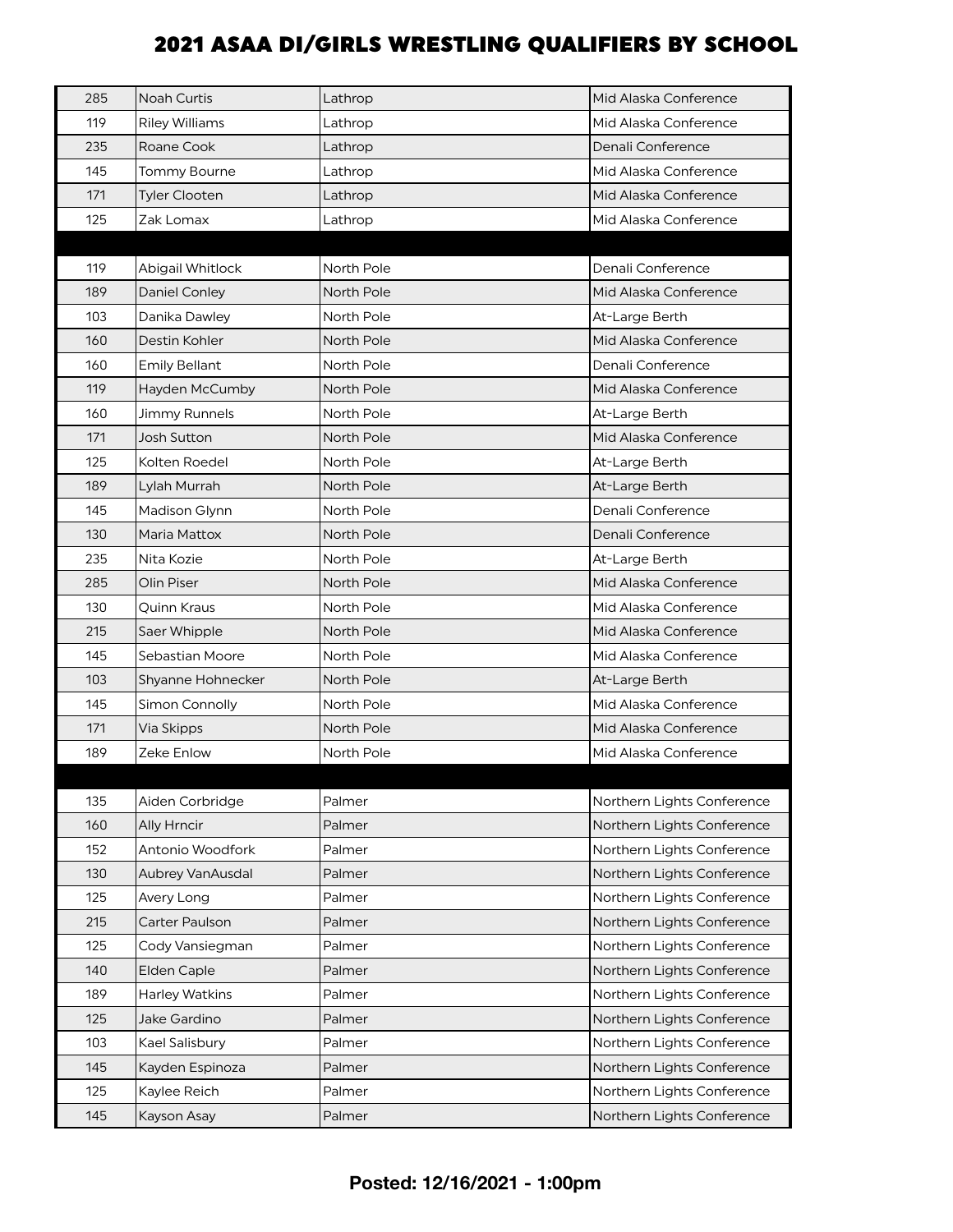# 2021 ASAA DI/GIRLS WRESTLING QUALIFIERS BY SCHOOL

| | | | |
|---|---|---|---|
| 285 | Noah Curtis | Lathrop | Mid Alaska Conference |
| 119 | Riley Williams | Lathrop | Mid Alaska Conference |
| 235 | Roane Cook | Lathrop | Denali Conference |
| 145 | Tommy Bourne | Lathrop | Mid Alaska Conference |
| 171 | Tyler Clooten | Lathrop | Mid Alaska Conference |
| 125 | Zak Lomax | Lathrop | Mid Alaska Conference |
| | | | |
| 119 | Abigail Whitlock | North Pole | Denali Conference |
| 189 | Daniel Conley | North Pole | Mid Alaska Conference |
| 103 | Danika Dawley | North Pole | At-Large Berth |
| 160 | Destin Kohler | North Pole | Mid Alaska Conference |
| 160 | Emily Bellant | North Pole | Denali Conference |
| 119 | Hayden McCumby | North Pole | Mid Alaska Conference |
| 160 | Jimmy Runnels | North Pole | At-Large Berth |
| 171 | Josh Sutton | North Pole | Mid Alaska Conference |
| 125 | Kolten Roedel | North Pole | At-Large Berth |
| 189 | Lylah Murrah | North Pole | At-Large Berth |
| 145 | Madison Glynn | North Pole | Denali Conference |
| 130 | Maria Mattox | North Pole | Denali Conference |
| 235 | Nita Kozie | North Pole | At-Large Berth |
| 285 | Olin Piser | North Pole | Mid Alaska Conference |
| 130 | Quinn Kraus | North Pole | Mid Alaska Conference |
| 215 | Saer Whipple | North Pole | Mid Alaska Conference |
| 145 | Sebastian Moore | North Pole | Mid Alaska Conference |
| 103 | Shyanne Hohnecker | North Pole | At-Large Berth |
| 145 | Simon Connolly | North Pole | Mid Alaska Conference |
| 171 | Via Skipps | North Pole | Mid Alaska Conference |
| 189 | Zeke Enlow | North Pole | Mid Alaska Conference |
| | | | |
| 135 | Aiden Corbridge | Palmer | Northern Lights Conference |
| 160 | Ally Hrncir | Palmer | Northern Lights Conference |
| 152 | Antonio Woodfork | Palmer | Northern Lights Conference |
| 130 | Aubrey VanAusdal | Palmer | Northern Lights Conference |
| 125 | Avery Long | Palmer | Northern Lights Conference |
| 215 | Carter Paulson | Palmer | Northern Lights Conference |
| 125 | Cody Vansiegman | Palmer | Northern Lights Conference |
| 140 | Elden Caple | Palmer | Northern Lights Conference |
| 189 | Harley Watkins | Palmer | Northern Lights Conference |
| 125 | Jake Gardino | Palmer | Northern Lights Conference |
| 103 | Kael Salisbury | Palmer | Northern Lights Conference |
| 145 | Kayden Espinoza | Palmer | Northern Lights Conference |
| 125 | Kaylee Reich | Palmer | Northern Lights Conference |
| 145 | Kayson Asay | Palmer | Northern Lights Conference |

**Posted: 12/16/2021 - 1:00pm**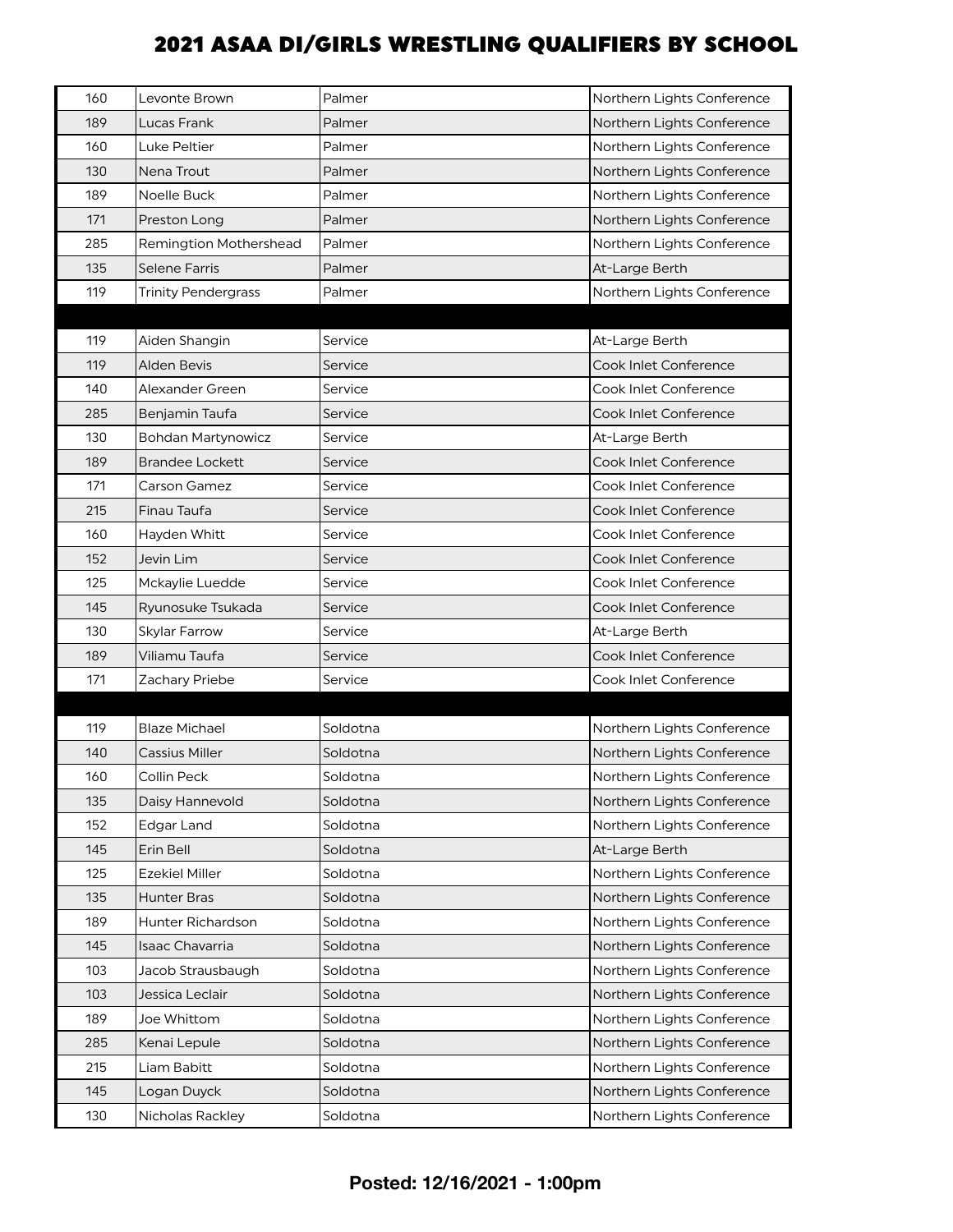# 2021 ASAA DI/GIRLS WRESTLING QUALIFIERS BY SCHOOL

| | | | |
|---|---|---|---|
| 160 | Levonte Brown | Palmer | Northern Lights Conference |
| 189 | Lucas Frank | Palmer | Northern Lights Conference |
| 160 | Luke Peltier | Palmer | Northern Lights Conference |
| 130 | Nena Trout | Palmer | Northern Lights Conference |
| 189 | Noelle Buck | Palmer | Northern Lights Conference |
| 171 | Preston Long | Palmer | Northern Lights Conference |
| 285 | Remingtion Mothershead | Palmer | Northern Lights Conference |
| 135 | Selene Farris | Palmer | At-Large Berth |
| 119 | Trinity Pendergrass | Palmer | Northern Lights Conference |
| | | | |
| 119 | Aiden Shangin | Service | At-Large Berth |
| 119 | Alden Bevis | Service | Cook Inlet Conference |
| 140 | Alexander Green | Service | Cook Inlet Conference |
| 285 | Benjamin Taufa | Service | Cook Inlet Conference |
| 130 | Bohdan Martynowicz | Service | At-Large Berth |
| 189 | Brandee Lockett | Service | Cook Inlet Conference |
| 171 | Carson Gamez | Service | Cook Inlet Conference |
| 215 | Finau Taufa | Service | Cook Inlet Conference |
| 160 | Hayden Whitt | Service | Cook Inlet Conference |
| 152 | Jevin Lim | Service | Cook Inlet Conference |
| 125 | Mckaylie Luedde | Service | Cook Inlet Conference |
| 145 | Ryunosuke Tsukada | Service | Cook Inlet Conference |
| 130 | Skylar Farrow | Service | At-Large Berth |
| 189 | Viliamu Taufa | Service | Cook Inlet Conference |
| 171 | Zachary Priebe | Service | Cook Inlet Conference |
| | | | |
| 119 | Blaze Michael | Soldotna | Northern Lights Conference |
| 140 | Cassius Miller | Soldotna | Northern Lights Conference |
| 160 | Collin Peck | Soldotna | Northern Lights Conference |
| 135 | Daisy Hannevold | Soldotna | Northern Lights Conference |
| 152 | Edgar Land | Soldotna | Northern Lights Conference |
| 145 | Erin Bell | Soldotna | At-Large Berth |
| 125 | Ezekiel Miller | Soldotna | Northern Lights Conference |
| 135 | Hunter Bras | Soldotna | Northern Lights Conference |
| 189 | Hunter Richardson | Soldotna | Northern Lights Conference |
| 145 | Isaac Chavarria | Soldotna | Northern Lights Conference |
| 103 | Jacob Strausbaugh | Soldotna | Northern Lights Conference |
| 103 | Jessica Leclair | Soldotna | Northern Lights Conference |
| 189 | Joe Whittom | Soldotna | Northern Lights Conference |
| 285 | Kenai Lepule | Soldotna | Northern Lights Conference |
| 215 | Liam Babitt | Soldotna | Northern Lights Conference |
| 145 | Logan Duyck | Soldotna | Northern Lights Conference |
| 130 | Nicholas Rackley | Soldotna | Northern Lights Conference |

**Posted: 12/16/2021 - 1:00pm**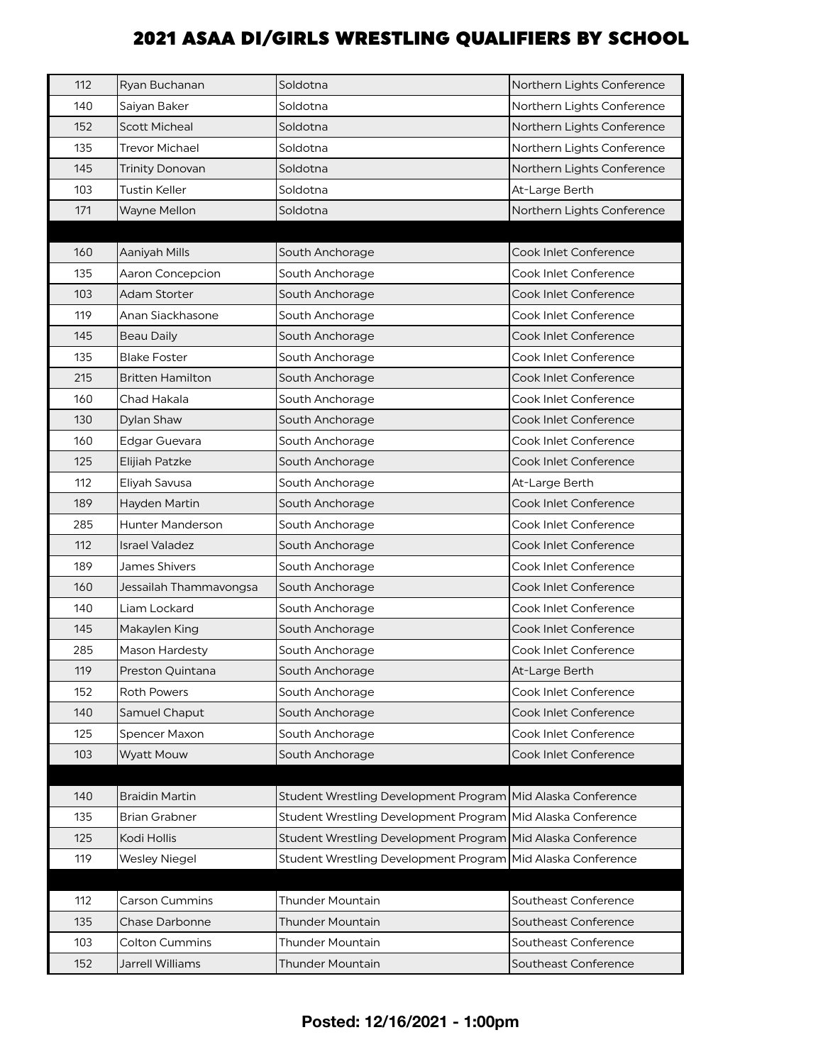# 2021 ASAA DI/GIRLS WRESTLING QUALIFIERS BY SCHOOL

| | | | |
|---|---|---|---|
| 112 | Ryan Buchanan | Soldotna | Northern Lights Conference |
| 140 | Saiyan Baker | Soldotna | Northern Lights Conference |
| 152 | Scott Micheal | Soldotna | Northern Lights Conference |
| 135 | Trevor Michael | Soldotna | Northern Lights Conference |
| 145 | Trinity Donovan | Soldotna | Northern Lights Conference |
| 103 | Tustin Keller | Soldotna | At-Large Berth |
| 171 | Wayne Mellon | Soldotna | Northern Lights Conference |
| | | | |
| 160 | Aaniyah Mills | South Anchorage | Cook Inlet Conference |
| 135 | Aaron Concepcion | South Anchorage | Cook Inlet Conference |
| 103 | Adam Storter | South Anchorage | Cook Inlet Conference |
| 119 | Anan Siackhasone | South Anchorage | Cook Inlet Conference |
| 145 | Beau Daily | South Anchorage | Cook Inlet Conference |
| 135 | Blake Foster | South Anchorage | Cook Inlet Conference |
| 215 | Britten Hamilton | South Anchorage | Cook Inlet Conference |
| 160 | Chad Hakala | South Anchorage | Cook Inlet Conference |
| 130 | Dylan Shaw | South Anchorage | Cook Inlet Conference |
| 160 | Edgar Guevara | South Anchorage | Cook Inlet Conference |
| 125 | Elijiah Patzke | South Anchorage | Cook Inlet Conference |
| 112 | Eliyah Savusa | South Anchorage | At-Large Berth |
| 189 | Hayden Martin | South Anchorage | Cook Inlet Conference |
| 285 | Hunter Manderson | South Anchorage | Cook Inlet Conference |
| 112 | Israel Valadez | South Anchorage | Cook Inlet Conference |
| 189 | James Shivers | South Anchorage | Cook Inlet Conference |
| 160 | Jessailah Thammavongsa | South Anchorage | Cook Inlet Conference |
| 140 | Liam Lockard | South Anchorage | Cook Inlet Conference |
| 145 | Makaylen King | South Anchorage | Cook Inlet Conference |
| 285 | Mason Hardesty | South Anchorage | Cook Inlet Conference |
| 119 | Preston Quintana | South Anchorage | At-Large Berth |
| 152 | Roth Powers | South Anchorage | Cook Inlet Conference |
| 140 | Samuel Chaput | South Anchorage | Cook Inlet Conference |
| 125 | Spencer Maxon | South Anchorage | Cook Inlet Conference |
| 103 | Wyatt Mouw | South Anchorage | Cook Inlet Conference |
| | | | |
| 140 | Braidin Martin | Student Wrestling Development Program | Mid Alaska Conference |
| 135 | Brian Grabner | Student Wrestling Development Program | Mid Alaska Conference |
| 125 | Kodi Hollis | Student Wrestling Development Program | Mid Alaska Conference |
| 119 | Wesley Niegel | Student Wrestling Development Program | Mid Alaska Conference |
| | | | |
| 112 | Carson Cummins | Thunder Mountain | Southeast Conference |
| 135 | Chase Darbonne | Thunder Mountain | Southeast Conference |
| 103 | Colton Cummins | Thunder Mountain | Southeast Conference |
| 152 | Jarrell Williams | Thunder Mountain | Southeast Conference |

**Posted: 12/16/2021 - 1:00pm**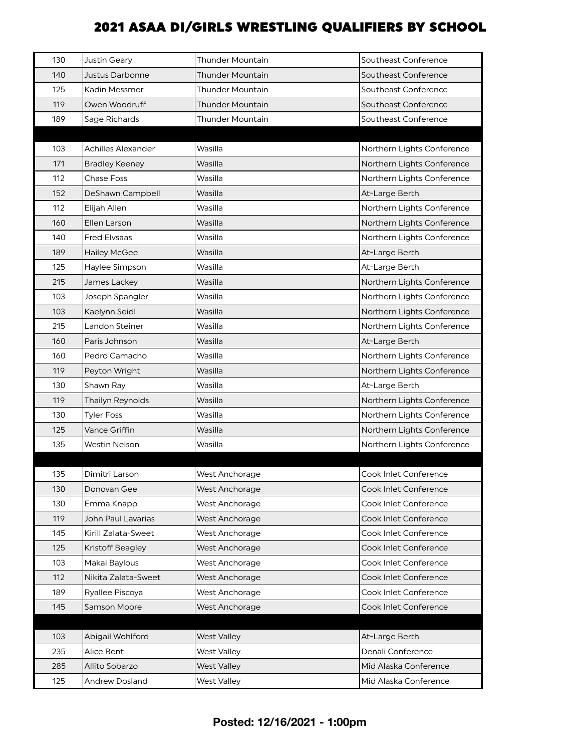# 2021 ASAA DI/GIRLS WRESTLING QUALIFIERS BY SCHOOL

| | | | |
|---|---|---|---|
| 130 | Justin Geary | Thunder Mountain | Southeast Conference |
| 140 | Justus Darbonne | Thunder Mountain | Southeast Conference |
| 125 | Kadin Messmer | Thunder Mountain | Southeast Conference |
| 119 | Owen Woodruff | Thunder Mountain | Southeast Conference |
| 189 | Sage Richards | Thunder Mountain | Southeast Conference |
| | | | |
| 103 | Achilles Alexander | Wasilla | Northern Lights Conference |
| 171 | Bradley Keeney | Wasilla | Northern Lights Conference |
| 112 | Chase Foss | Wasilla | Northern Lights Conference |
| 152 | DeShawn Campbell | Wasilla | At-Large Berth |
| 112 | Elijah Allen | Wasilla | Northern Lights Conference |
| 160 | Ellen Larson | Wasilla | Northern Lights Conference |
| 140 | Fred Elvsaas | Wasilla | Northern Lights Conference |
| 189 | Hailey McGee | Wasilla | At-Large Berth |
| 125 | Haylee Simpson | Wasilla | At-Large Berth |
| 215 | James Lackey | Wasilla | Northern Lights Conference |
| 103 | Joseph Spangler | Wasilla | Northern Lights Conference |
| 103 | Kaelynn Seidl | Wasilla | Northern Lights Conference |
| 215 | Landon Steiner | Wasilla | Northern Lights Conference |
| 160 | Paris Johnson | Wasilla | At-Large Berth |
| 160 | Pedro Camacho | Wasilla | Northern Lights Conference |
| 119 | Peyton Wright | Wasilla | Northern Lights Conference |
| 130 | Shawn Ray | Wasilla | At-Large Berth |
| 119 | Thailyn Reynolds | Wasilla | Northern Lights Conference |
| 130 | Tyler Foss | Wasilla | Northern Lights Conference |
| 125 | Vance Griffin | Wasilla | Northern Lights Conference |
| 135 | Westin Nelson | Wasilla | Northern Lights Conference |
| | | | |
| 135 | Dimitri Larson | West Anchorage | Cook Inlet Conference |
| 130 | Donovan Gee | West Anchorage | Cook Inlet Conference |
| 130 | Emma Knapp | West Anchorage | Cook Inlet Conference |
| 119 | John Paul Lavarias | West Anchorage | Cook Inlet Conference |
| 145 | Kirill Zalata-Sweet | West Anchorage | Cook Inlet Conference |
| 125 | Kristoff Beagley | West Anchorage | Cook Inlet Conference |
| 103 | Makai Baylous | West Anchorage | Cook Inlet Conference |
| 112 | Nikita Zalata-Sweet | West Anchorage | Cook Inlet Conference |
| 189 | Ryallee Piscoya | West Anchorage | Cook Inlet Conference |
| 145 | Samson Moore | West Anchorage | Cook Inlet Conference |
| | | | |
| 103 | Abigail Wohlford | West Valley | At-Large Berth |
| 235 | Alice Bent | West Valley | Denali Conference |
| 285 | Allito Sobarzo | West Valley | Mid Alaska Conference |
| 125 | Andrew Dosland | West Valley | Mid Alaska Conference |

**Posted: 12/16/2021 - 1:00pm**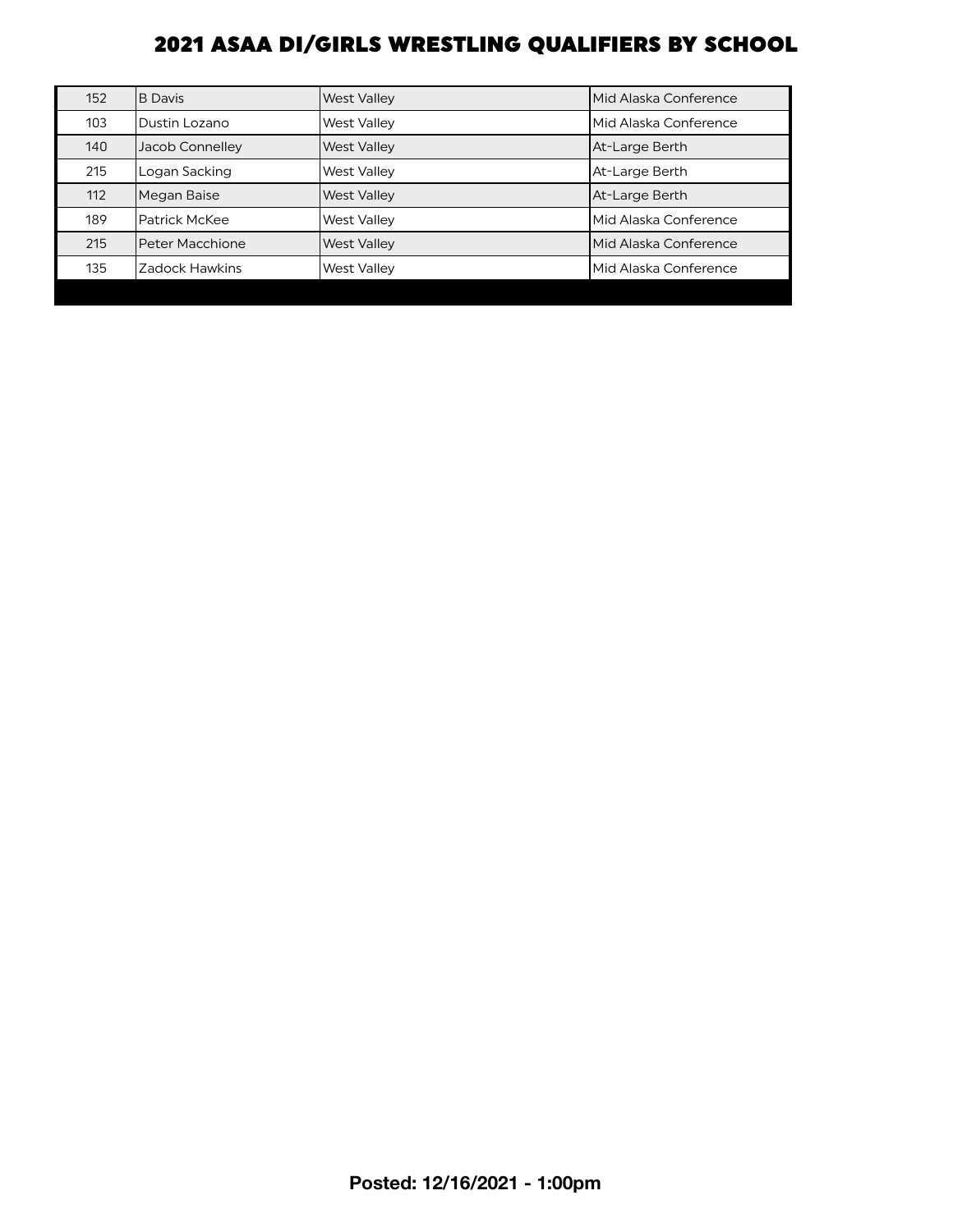# 2021 ASAA DI/GIRLS WRESTLING QUALIFIERS BY SCHOOL

| | | | |
|---|---|---|---|
| 152 | B Davis | West Valley | Mid Alaska Conference |
| 103 | Dustin Lozano | West Valley | Mid Alaska Conference |
| 140 | Jacob Connelley | West Valley | At-Large Berth |
| 215 | Logan Sacking | West Valley | At-Large Berth |
| 112 | Megan Baise | West Valley | At-Large Berth |
| 189 | Patrick McKee | West Valley | Mid Alaska Conference |
| 215 | Peter Macchione | West Valley | Mid Alaska Conference |
| 135 | Zadock Hawkins | West Valley | Mid Alaska Conference |

**Posted: 12/16/2021 - 1:00pm**